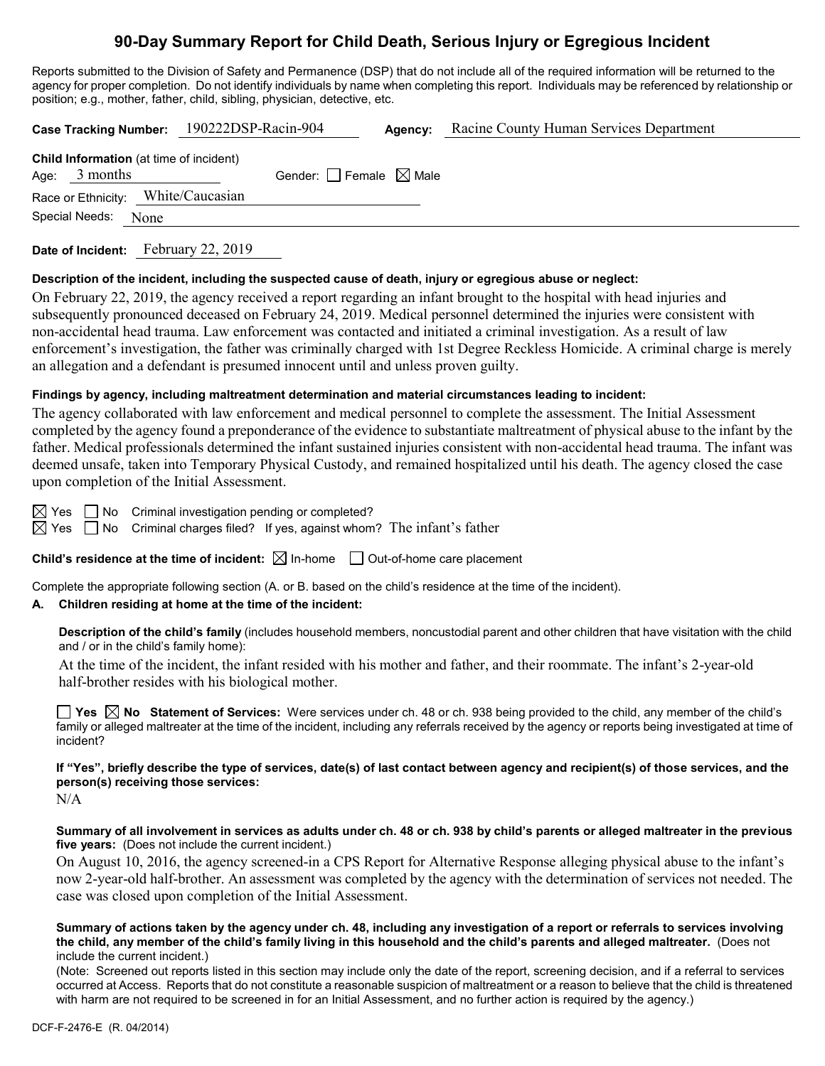# 90-Day Summary Report for Child Death, Serious Injury or Egregious Incident

Reports submitted to the Division of Safety and Permanence (DSP) that do not include all of the required information will be returned to the agency for proper completion. Do not identify individuals by name when completing this report. Individuals may be referenced by relationship or position; e.g., mother, father, child, sibling, physician, detective, etc.

**Case Tracking Number:** 190222DSP-Racin-904 **Agency:** Racine County Human Services Department

**Child Information** (at time of incident)
Age: 3 months Gender: ☐ Female ☒ Male
Race or Ethnicity: White/Caucasian
Special Needs: None

**Date of Incident:** February 22, 2019

**Description of the incident, including the suspected cause of death, injury or egregious abuse or neglect:**

On February 22, 2019, the agency received a report regarding an infant brought to the hospital with head injuries and subsequently pronounced deceased on February 24, 2019. Medical personnel determined the injuries were consistent with non-accidental head trauma. Law enforcement was contacted and initiated a criminal investigation. As a result of law enforcement's investigation, the father was criminally charged with 1st Degree Reckless Homicide. A criminal charge is merely an allegation and a defendant is presumed innocent until and unless proven guilty.

**Findings by agency, including maltreatment determination and material circumstances leading to incident:**

The agency collaborated with law enforcement and medical personnel to complete the assessment. The Initial Assessment completed by the agency found a preponderance of the evidence to substantiate maltreatment of physical abuse to the infant by the father. Medical professionals determined the infant sustained injuries consistent with non-accidental head trauma. The infant was deemed unsafe, taken into Temporary Physical Custody, and remained hospitalized until his death. The agency closed the case upon completion of the Initial Assessment.

☒ Yes ☐ No Criminal investigation pending or completed?
☒ Yes ☐ No Criminal charges filed? If yes, against whom? The infant's father

**Child's residence at the time of incident:** ☒ In-home ☐ Out-of-home care placement

Complete the appropriate following section (A. or B. based on the child's residence at the time of the incident).

**A. Children residing at home at the time of the incident:**

**Description of the child's family** (includes household members, noncustodial parent and other children that have visitation with the child and / or in the child's family home):

At the time of the incident, the infant resided with his mother and father, and their roommate. The infant's 2-year-old half-brother resides with his biological mother.

☐ **Yes** ☒ **No Statement of Services:** Were services under ch. 48 or ch. 938 being provided to the child, any member of the child's family or alleged maltreater at the time of the incident, including any referrals received by the agency or reports being investigated at time of incident?

**If "Yes", briefly describe the type of services, date(s) of last contact between agency and recipient(s) of those services, and the person(s) receiving those services:**

N/A

**Summary of all involvement in services as adults under ch. 48 or ch. 938 by child's parents or alleged maltreater in the previous five years:** (Does not include the current incident.)

On August 10, 2016, the agency screened-in a CPS Report for Alternative Response alleging physical abuse to the infant's now 2-year-old half-brother. An assessment was completed by the agency with the determination of services not needed. The case was closed upon completion of the Initial Assessment.

**Summary of actions taken by the agency under ch. 48, including any investigation of a report or referrals to services involving the child, any member of the child's family living in this household and the child's parents and alleged maltreater.** (Does not include the current incident.)

(Note: Screened out reports listed in this section may include only the date of the report, screening decision, and if a referral to services occurred at Access. Reports that do not constitute a reasonable suspicion of maltreatment or a reason to believe that the child is threatened with harm are not required to be screened in for an Initial Assessment, and no further action is required by the agency.)

DCF-F-2476-E (R. 04/2014)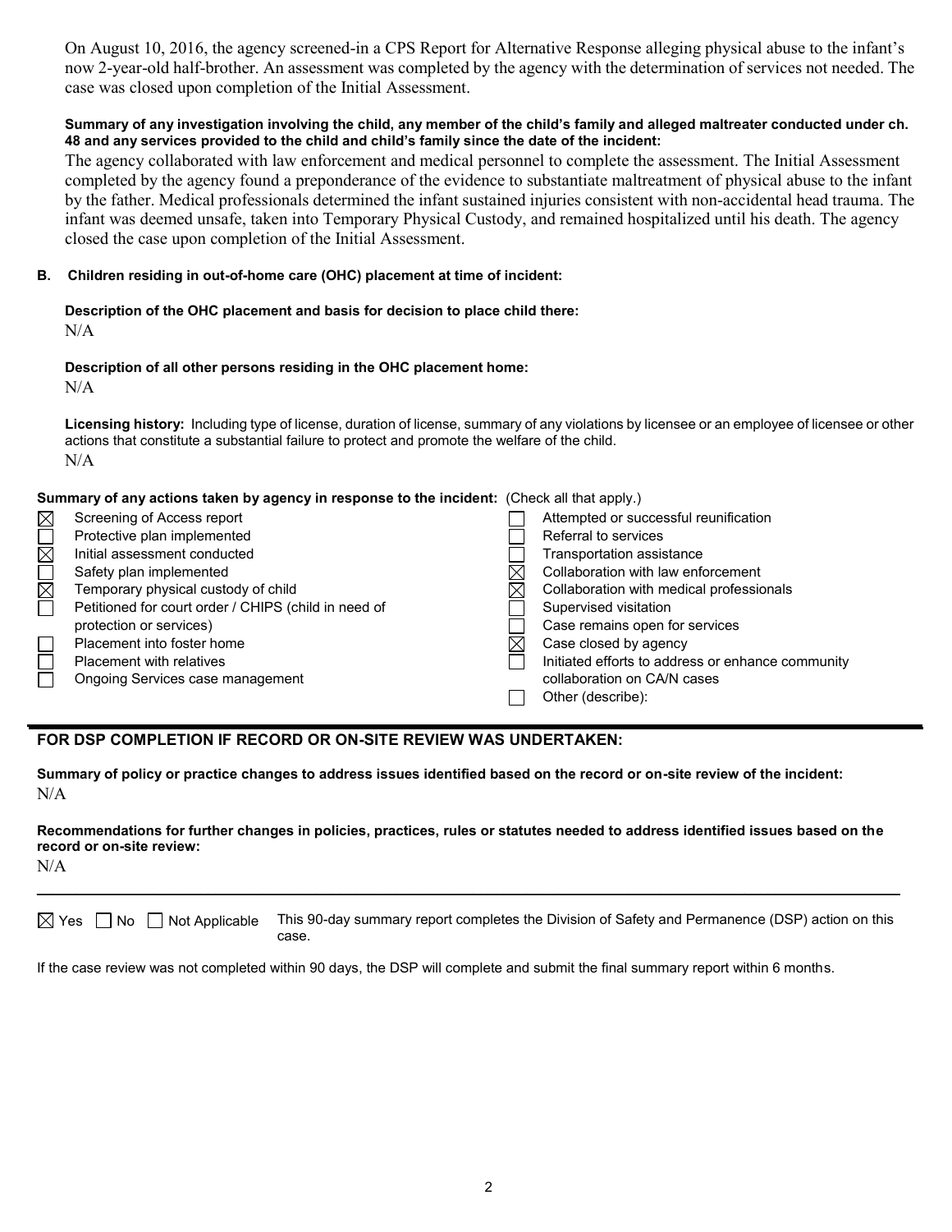On August 10, 2016, the agency screened-in a CPS Report for Alternative Response alleging physical abuse to the infant's now 2-year-old half-brother. An assessment was completed by the agency with the determination of services not needed. The case was closed upon completion of the Initial Assessment.

**Summary of any investigation involving the child, any member of the child's family and alleged maltreater conducted under ch. 48 and any services provided to the child and child's family since the date of the incident:**

The agency collaborated with law enforcement and medical personnel to complete the assessment. The Initial Assessment completed by the agency found a preponderance of the evidence to substantiate maltreatment of physical abuse to the infant by the father. Medical professionals determined the infant sustained injuries consistent with non-accidental head trauma. The infant was deemed unsafe, taken into Temporary Physical Custody, and remained hospitalized until his death. The agency closed the case upon completion of the Initial Assessment.

**B. Children residing in out-of-home care (OHC) placement at time of incident:**

**Description of the OHC placement and basis for decision to place child there:**
N/A

**Description of all other persons residing in the OHC placement home:**
N/A

**Licensing history:** Including type of license, duration of license, summary of any violations by licensee or an employee of licensee or other actions that constitute a substantial failure to protect and promote the welfare of the child.
N/A

**Summary of any actions taken by agency in response to the incident:** (Check all that apply.)

- ☒ Screening of Access report
- ☐ Protective plan implemented
- ☒ Initial assessment conducted
- ☐ Safety plan implemented
- ☒ Temporary physical custody of child
- ☐ Petitioned for court order / CHIPS (child in need of protection or services)
- ☐ Placement into foster home
- ☐ Placement with relatives
- ☐ Ongoing Services case management
- ☐ Attempted or successful reunification
- ☐ Referral to services
- ☐ Transportation assistance
- ☒ Collaboration with law enforcement
- ☒ Collaboration with medical professionals
- ☐ Supervised visitation
- ☐ Case remains open for services
- ☒ Case closed by agency
- ☐ Initiated efforts to address or enhance community collaboration on CA/N cases
- ☐ Other (describe):

## FOR DSP COMPLETION IF RECORD OR ON-SITE REVIEW WAS UNDERTAKEN:

**Summary of policy or practice changes to address issues identified based on the record or on-site review of the incident:**
N/A

**Recommendations for further changes in policies, practices, rules or statutes needed to address identified issues based on the record or on-site review:**
N/A

---

☒ Yes ☐ No ☐ Not Applicable This 90-day summary report completes the Division of Safety and Permanence (DSP) action on this case.

If the case review was not completed within 90 days, the DSP will complete and submit the final summary report within 6 months.